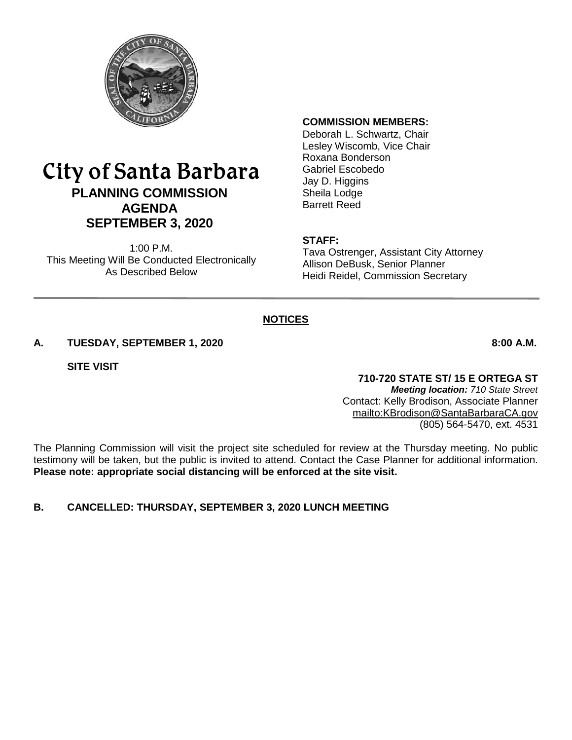# City of Santa Barbara

## PLANNING COMMISSION AGENDA SEPTEMBER 3, 2020

1:00 P.M.
This Meeting Will Be Conducted Electronically As Described Below

**COMMISSION MEMBERS:**
Deborah L. Schwartz, Chair
Lesley Wiscomb, Vice Chair
Roxana Bonderson
Gabriel Escobedo
Jay D. Higgins
Sheila Lodge
Barrett Reed

**STAFF:**
Tava Ostrenger, Assistant City Attorney
Allison DeBusk, Senior Planner
Heidi Reidel, Commission Secretary

## NOTICES

**A. TUESDAY, SEPTEMBER 1, 2020 8:00 A.M.**

**SITE VISIT**

**710-720 STATE ST/ 15 E ORTEGA ST**
***Meeting location:*** *710 State Street*
Contact: Kelly Brodison, Associate Planner
mailto:KBrodison@SantaBarbaraCA.gov
(805) 564-5470, ext. 4531

The Planning Commission will visit the project site scheduled for review at the Thursday meeting. No public testimony will be taken, but the public is invited to attend. Contact the Case Planner for additional information. **Please note: appropriate social distancing will be enforced at the site visit.**

**B. CANCELLED: THURSDAY, SEPTEMBER 3, 2020 LUNCH MEETING**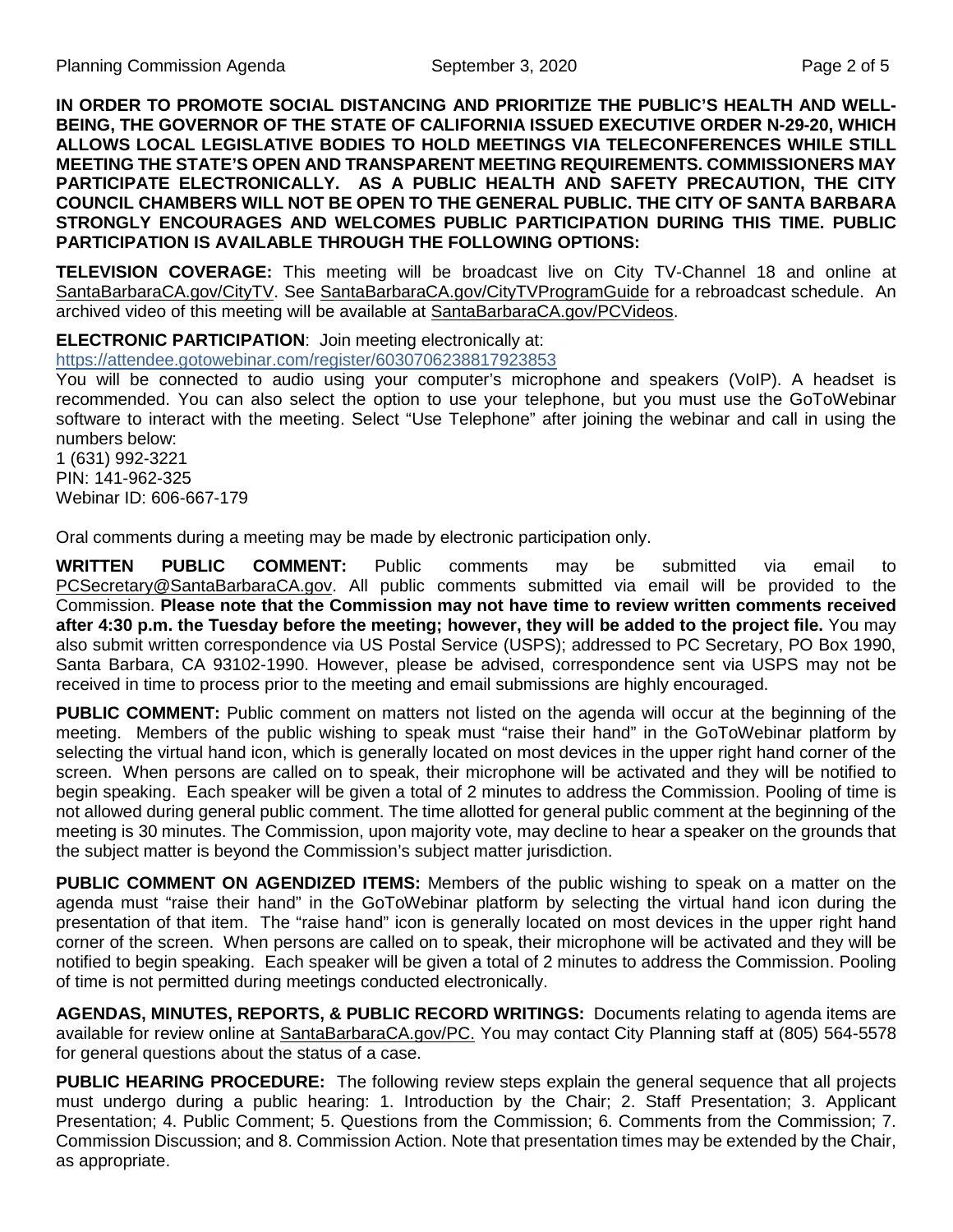**IN ORDER TO PROMOTE SOCIAL DISTANCING AND PRIORITIZE THE PUBLIC'S HEALTH AND WELL-BEING, THE GOVERNOR OF THE STATE OF CALIFORNIA ISSUED EXECUTIVE ORDER N-29-20, WHICH ALLOWS LOCAL LEGISLATIVE BODIES TO HOLD MEETINGS VIA TELECONFERENCES WHILE STILL MEETING THE STATE'S OPEN AND TRANSPARENT MEETING REQUIREMENTS. COMMISSIONERS MAY PARTICIPATE ELECTRONICALLY. AS A PUBLIC HEALTH AND SAFETY PRECAUTION, THE CITY COUNCIL CHAMBERS WILL NOT BE OPEN TO THE GENERAL PUBLIC. THE CITY OF SANTA BARBARA STRONGLY ENCOURAGES AND WELCOMES PUBLIC PARTICIPATION DURING THIS TIME. PUBLIC PARTICIPATION IS AVAILABLE THROUGH THE FOLLOWING OPTIONS:**

**TELEVISION COVERAGE:** This meeting will be broadcast live on City TV-Channel 18 and online at SantaBarbaraCA.gov/CityTV. See SantaBarbaraCA.gov/CityTVProgramGuide for a rebroadcast schedule. An archived video of this meeting will be available at SantaBarbaraCA.gov/PCVideos.

**ELECTRONIC PARTICIPATION**: Join meeting electronically at:
https://attendee.gotowebinar.com/register/6030706238817923853
You will be connected to audio using your computer's microphone and speakers (VoIP). A headset is recommended. You can also select the option to use your telephone, but you must use the GoToWebinar software to interact with the meeting. Select "Use Telephone" after joining the webinar and call in using the numbers below:
1 (631) 992-3221
PIN: 141-962-325
Webinar ID: 606-667-179

Oral comments during a meeting may be made by electronic participation only.

**WRITTEN PUBLIC COMMENT:** Public comments may be submitted via email to PCSecretary@SantaBarbaraCA.gov. All public comments submitted via email will be provided to the Commission. **Please note that the Commission may not have time to review written comments received after 4:30 p.m. the Tuesday before the meeting; however, they will be added to the project file.** You may also submit written correspondence via US Postal Service (USPS); addressed to PC Secretary, PO Box 1990, Santa Barbara, CA 93102-1990. However, please be advised, correspondence sent via USPS may not be received in time to process prior to the meeting and email submissions are highly encouraged.

**PUBLIC COMMENT:** Public comment on matters not listed on the agenda will occur at the beginning of the meeting. Members of the public wishing to speak must "raise their hand" in the GoToWebinar platform by selecting the virtual hand icon, which is generally located on most devices in the upper right hand corner of the screen. When persons are called on to speak, their microphone will be activated and they will be notified to begin speaking. Each speaker will be given a total of 2 minutes to address the Commission. Pooling of time is not allowed during general public comment. The time allotted for general public comment at the beginning of the meeting is 30 minutes. The Commission, upon majority vote, may decline to hear a speaker on the grounds that the subject matter is beyond the Commission's subject matter jurisdiction.

**PUBLIC COMMENT ON AGENDIZED ITEMS:** Members of the public wishing to speak on a matter on the agenda must "raise their hand" in the GoToWebinar platform by selecting the virtual hand icon during the presentation of that item. The "raise hand" icon is generally located on most devices in the upper right hand corner of the screen. When persons are called on to speak, their microphone will be activated and they will be notified to begin speaking. Each speaker will be given a total of 2 minutes to address the Commission. Pooling of time is not permitted during meetings conducted electronically.

**AGENDAS, MINUTES, REPORTS, & PUBLIC RECORD WRITINGS:** Documents relating to agenda items are available for review online at SantaBarbaraCA.gov/PC. You may contact City Planning staff at (805) 564-5578 for general questions about the status of a case.

**PUBLIC HEARING PROCEDURE:** The following review steps explain the general sequence that all projects must undergo during a public hearing: 1. Introduction by the Chair; 2. Staff Presentation; 3. Applicant Presentation; 4. Public Comment; 5. Questions from the Commission; 6. Comments from the Commission; 7. Commission Discussion; and 8. Commission Action. Note that presentation times may be extended by the Chair, as appropriate.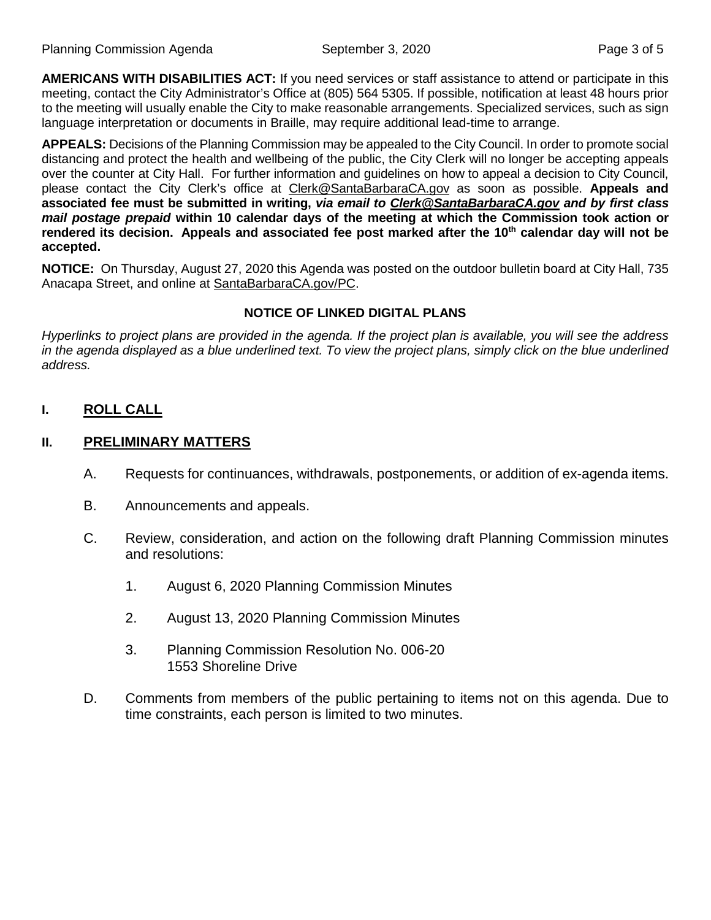**AMERICANS WITH DISABILITIES ACT:** If you need services or staff assistance to attend or participate in this meeting, contact the City Administrator's Office at (805) 564 5305. If possible, notification at least 48 hours prior to the meeting will usually enable the City to make reasonable arrangements. Specialized services, such as sign language interpretation or documents in Braille, may require additional lead-time to arrange.

**APPEALS:** Decisions of the Planning Commission may be appealed to the City Council. In order to promote social distancing and protect the health and wellbeing of the public, the City Clerk will no longer be accepting appeals over the counter at City Hall. For further information and guidelines on how to appeal a decision to City Council, please contact the City Clerk's office at Clerk@SantaBarbaraCA.gov as soon as possible. **Appeals and associated fee must be submitted in writing, *via email to Clerk@SantaBarbaraCA.gov and by first class mail postage prepaid* within 10 calendar days of the meeting at which the Commission took action or rendered its decision. Appeals and associated fee post marked after the 10th calendar day will not be accepted.**

**NOTICE:** On Thursday, August 27, 2020 this Agenda was posted on the outdoor bulletin board at City Hall, 735 Anacapa Street, and online at SantaBarbaraCA.gov/PC.

**NOTICE OF LINKED DIGITAL PLANS**

*Hyperlinks to project plans are provided in the agenda. If the project plan is available, you will see the address in the agenda displayed as a blue underlined text. To view the project plans, simply click on the blue underlined address.*

## I. ROLL CALL

## II. PRELIMINARY MATTERS

A. Requests for continuances, withdrawals, postponements, or addition of ex-agenda items.

B. Announcements and appeals.

C. Review, consideration, and action on the following draft Planning Commission minutes and resolutions:

1. August 6, 2020 Planning Commission Minutes

2. August 13, 2020 Planning Commission Minutes

3. Planning Commission Resolution No. 006-20
   1553 Shoreline Drive

D. Comments from members of the public pertaining to items not on this agenda. Due to time constraints, each person is limited to two minutes.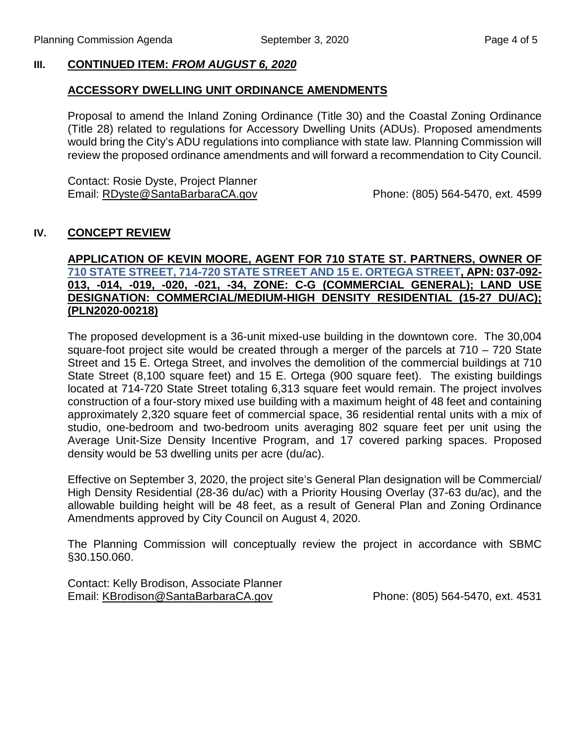## III. CONTINUED ITEM: *FROM AUGUST 6, 2020*

### ACCESSORY DWELLING UNIT ORDINANCE AMENDMENTS

Proposal to amend the Inland Zoning Ordinance (Title 30) and the Coastal Zoning Ordinance (Title 28) related to regulations for Accessory Dwelling Units (ADUs). Proposed amendments would bring the City's ADU regulations into compliance with state law. Planning Commission will review the proposed ordinance amendments and will forward a recommendation to City Council.

Contact: Rosie Dyste, Project Planner
Email: RDyste@SantaBarbaraCA.gov Phone: (805) 564-5470, ext. 4599

## IV. CONCEPT REVIEW

### APPLICATION OF KEVIN MOORE, AGENT FOR 710 STATE ST. PARTNERS, OWNER OF 710 STATE STREET, 714-720 STATE STREET AND 15 E. ORTEGA STREET, APN: 037-092-013, -014, -019, -020, -021, -34, ZONE: C-G (COMMERCIAL GENERAL); LAND USE DESIGNATION: COMMERCIAL/MEDIUM-HIGH DENSITY RESIDENTIAL (15-27 DU/AC); (PLN2020-00218)

The proposed development is a 36-unit mixed-use building in the downtown core. The 30,004 square-foot project site would be created through a merger of the parcels at 710 – 720 State Street and 15 E. Ortega Street, and involves the demolition of the commercial buildings at 710 State Street (8,100 square feet) and 15 E. Ortega (900 square feet). The existing buildings located at 714-720 State Street totaling 6,313 square feet would remain. The project involves construction of a four-story mixed use building with a maximum height of 48 feet and containing approximately 2,320 square feet of commercial space, 36 residential rental units with a mix of studio, one-bedroom and two-bedroom units averaging 802 square feet per unit using the Average Unit-Size Density Incentive Program, and 17 covered parking spaces. Proposed density would be 53 dwelling units per acre (du/ac).

Effective on September 3, 2020, the project site's General Plan designation will be Commercial/ High Density Residential (28-36 du/ac) with a Priority Housing Overlay (37-63 du/ac), and the allowable building height will be 48 feet, as a result of General Plan and Zoning Ordinance Amendments approved by City Council on August 4, 2020.

The Planning Commission will conceptually review the project in accordance with SBMC §30.150.060.

Contact: Kelly Brodison, Associate Planner
Email: KBrodison@SantaBarbaraCA.gov Phone: (805) 564-5470, ext. 4531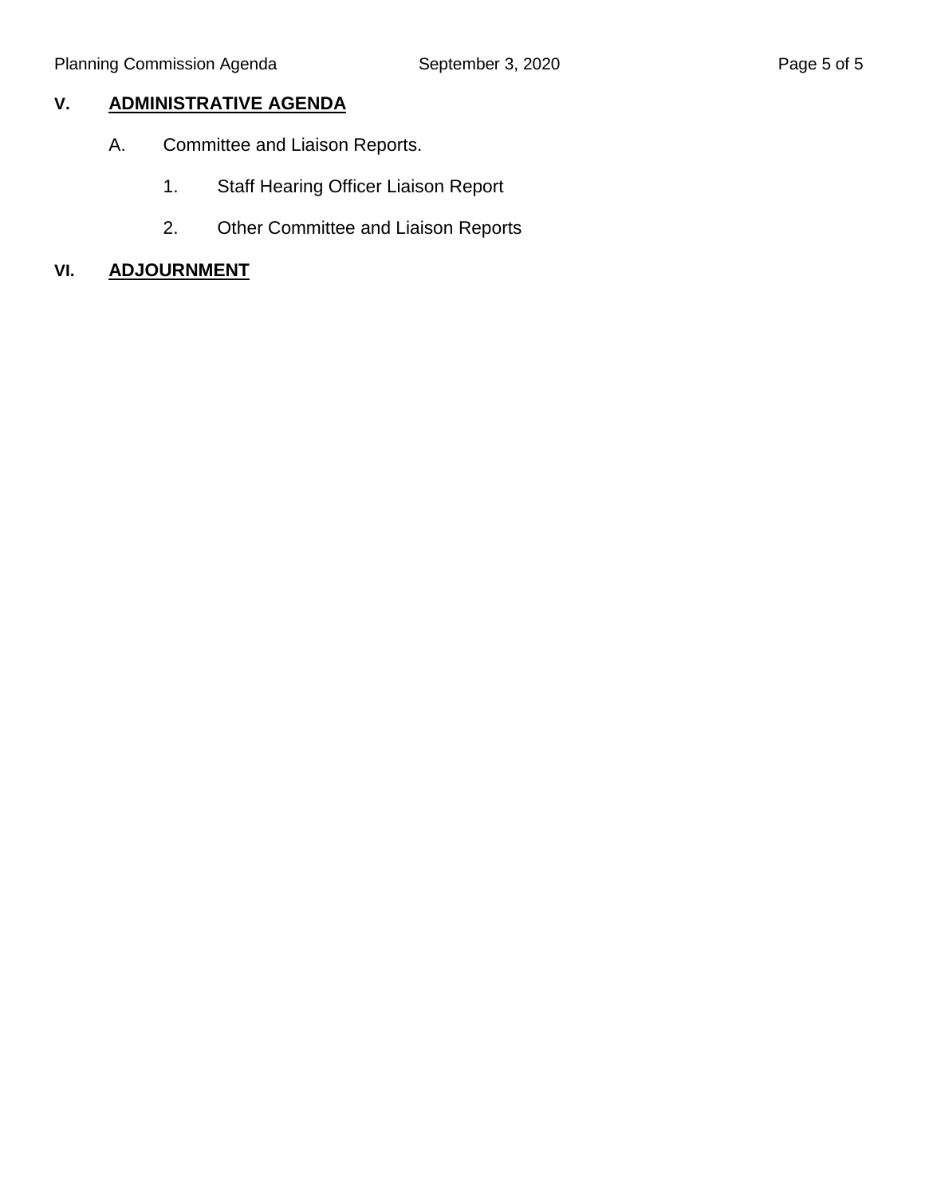## V. ADMINISTRATIVE AGENDA

A. Committee and Liaison Reports.

1. Staff Hearing Officer Liaison Report

2. Other Committee and Liaison Reports

## VI. ADJOURNMENT